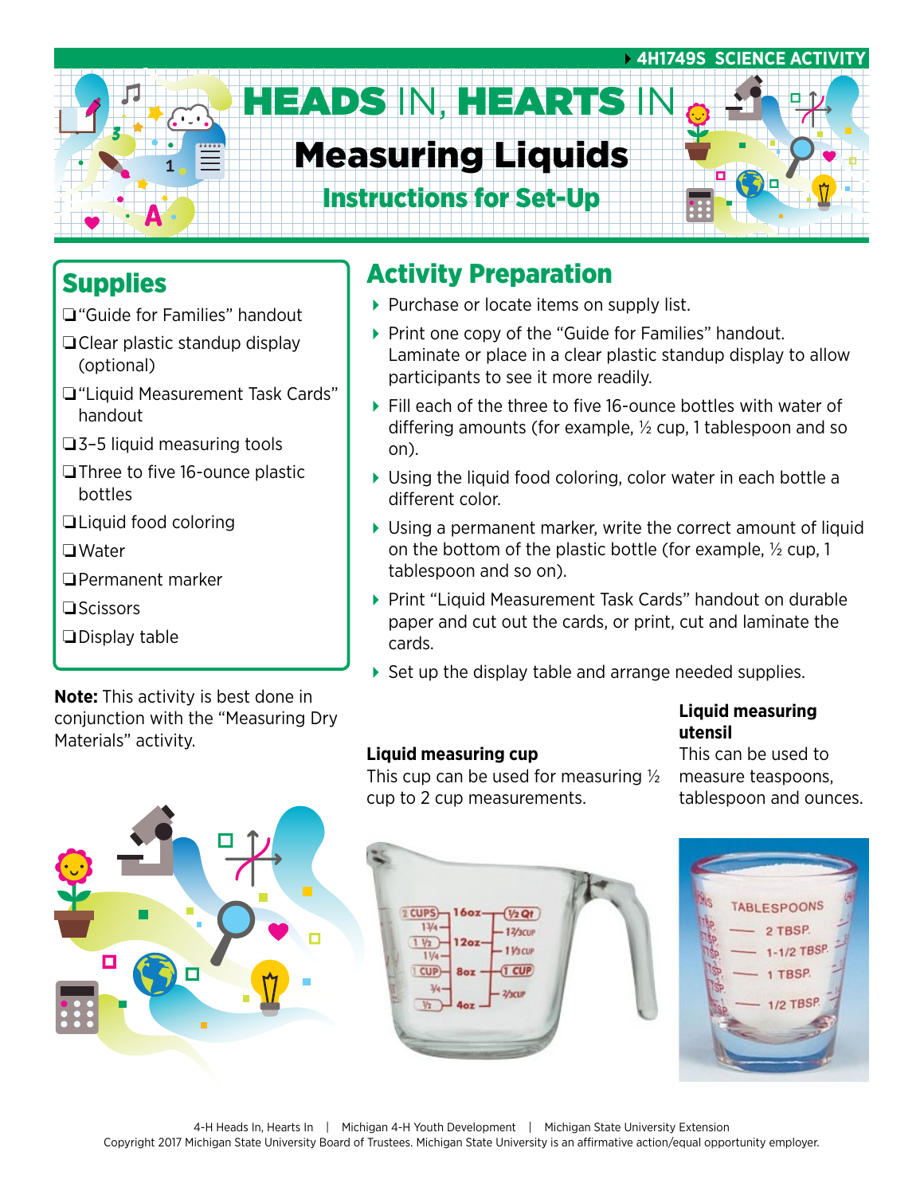4H1749S SCIENCE ACTIVITY

# HEADS IN, HEARTS IN

# Measuring Liquids

## Instructions for Set-Up

## Supplies

- ❑ "Guide for Families" handout
- ❑ Clear plastic standup display (optional)
- ❑ "Liquid Measurement Task Cards" handout
- ❑ 3–5 liquid measuring tools
- ❑ Three to five 16-ounce plastic bottles
- ❑ Liquid food coloring
- ❑ Water
- ❑ Permanent marker
- ❑ Scissors
- ❑ Display table

**Note:** This activity is best done in conjunction with the "Measuring Dry Materials" activity.

## Activity Preparation

- Purchase or locate items on supply list.
- Print one copy of the "Guide for Families" handout. Laminate or place in a clear plastic standup display to allow participants to see it more readily.
- Fill each of the three to five 16-ounce bottles with water of differing amounts (for example, ½ cup, 1 tablespoon and so on).
- Using the liquid food coloring, color water in each bottle a different color.
- Using a permanent marker, write the correct amount of liquid on the bottom of the plastic bottle (for example, ½ cup, 1 tablespoon and so on).
- Print "Liquid Measurement Task Cards" handout on durable paper and cut out the cards, or print, cut and laminate the cards.
- Set up the display table and arrange needed supplies.

**Liquid measuring cup**
This cup can be used for measuring ½ cup to 2 cup measurements.

**Liquid measuring utensil**
This can be used to measure teaspoons, tablespoon and ounces.

4-H Heads In, Hearts In | Michigan 4-H Youth Development | Michigan State University Extension
Copyright 2017 Michigan State University Board of Trustees. Michigan State University is an affirmative action/equal opportunity employer.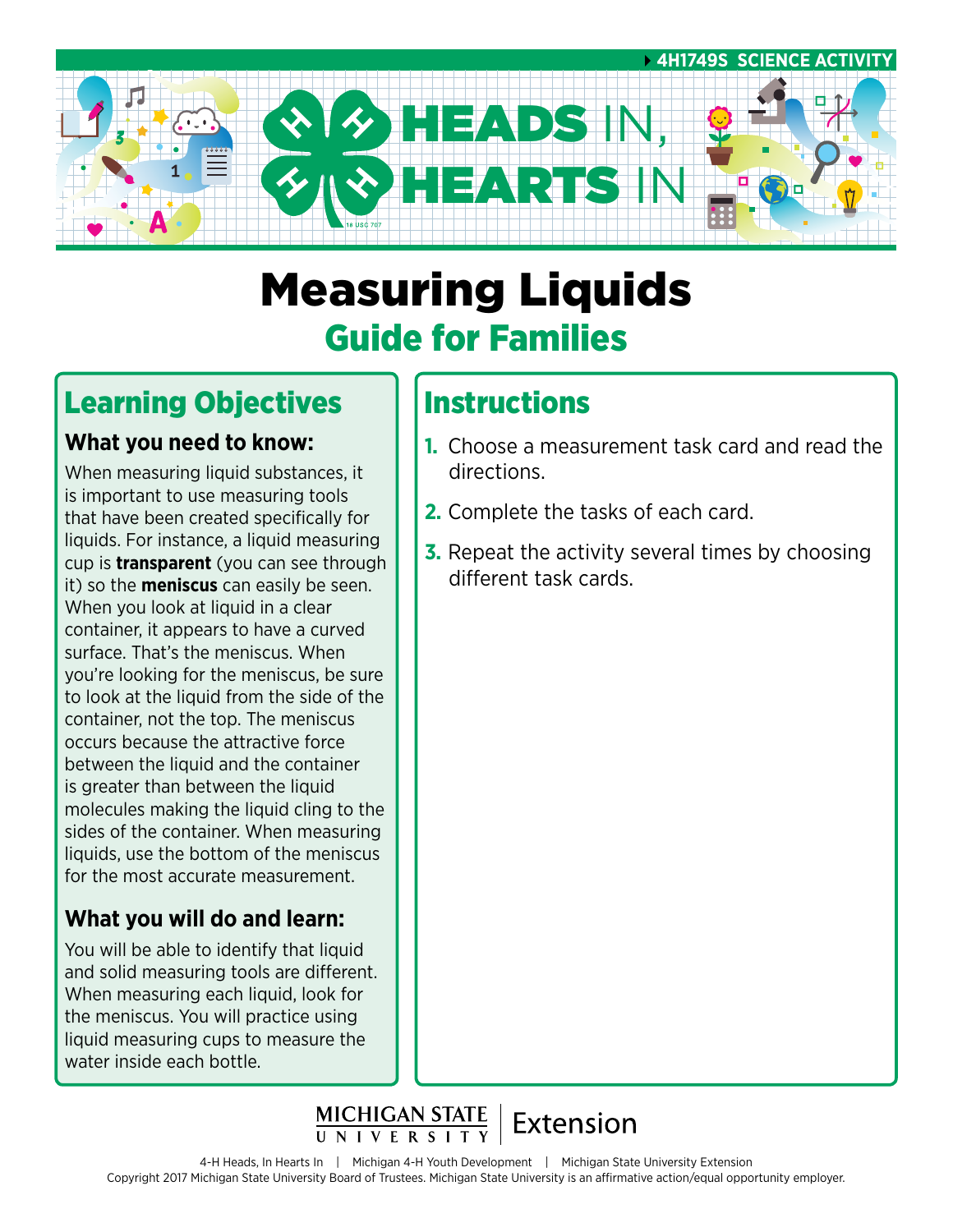4H1749S SCIENCE ACTIVITY

# HEADS IN, HEARTS IN

# Measuring Liquids

## Guide for Families

## Learning Objectives

### What you need to know:

When measuring liquid substances, it is important to use measuring tools that have been created specifically for liquids. For instance, a liquid measuring cup is **transparent** (you can see through it) so the **meniscus** can easily be seen. When you look at liquid in a clear container, it appears to have a curved surface. That's the meniscus. When you're looking for the meniscus, be sure to look at the liquid from the side of the container, not the top. The meniscus occurs because the attractive force between the liquid and the container is greater than between the liquid molecules making the liquid cling to the sides of the container. When measuring liquids, use the bottom of the meniscus for the most accurate measurement.

### What you will do and learn:

You will be able to identify that liquid and solid measuring tools are different. When measuring each liquid, look for the meniscus. You will practice using liquid measuring cups to measure the water inside each bottle.

## Instructions

1. Choose a measurement task card and read the directions.
2. Complete the tasks of each card.
3. Repeat the activity several times by choosing different task cards.

MICHIGAN STATE UNIVERSITY | Extension

4-H Heads, In Hearts In | Michigan 4-H Youth Development | Michigan State University Extension
Copyright 2017 Michigan State University Board of Trustees. Michigan State University is an affirmative action/equal opportunity employer.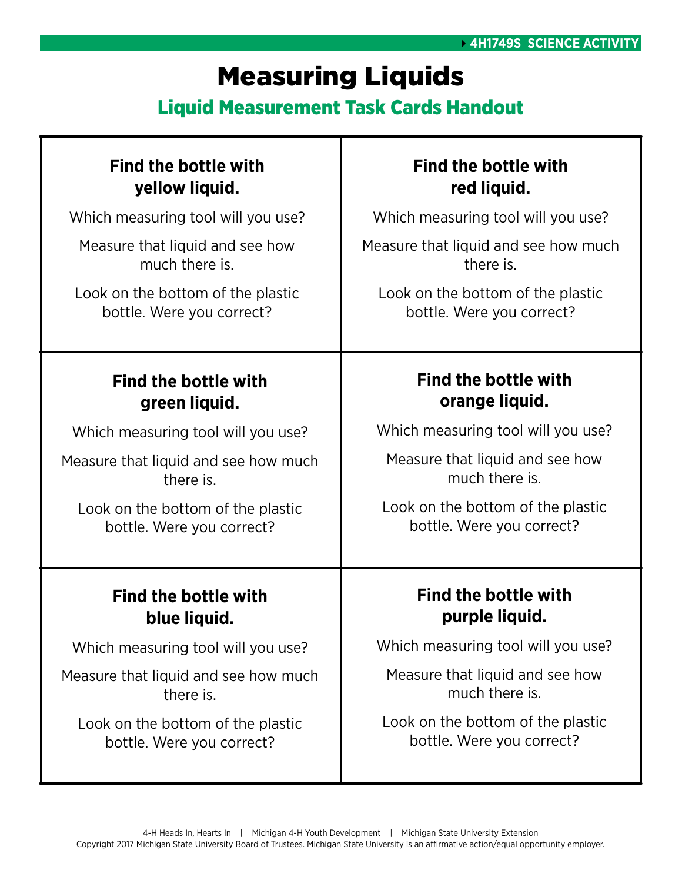# Measuring Liquids

## Liquid Measurement Task Cards Handout

**Find the bottle with yellow liquid.**

Which measuring tool will you use?

Measure that liquid and see how much there is.

Look on the bottom of the plastic bottle. Were you correct?

**Find the bottle with red liquid.**

Which measuring tool will you use?

Measure that liquid and see how much there is.

Look on the bottom of the plastic bottle. Were you correct?

**Find the bottle with green liquid.**

Which measuring tool will you use?

Measure that liquid and see how much there is.

Look on the bottom of the plastic bottle. Were you correct?

**Find the bottle with orange liquid.**

Which measuring tool will you use?

Measure that liquid and see how much there is.

Look on the bottom of the plastic bottle. Were you correct?

**Find the bottle with blue liquid.**

Which measuring tool will you use?

Measure that liquid and see how much there is.

Look on the bottom of the plastic bottle. Were you correct?

**Find the bottle with purple liquid.**

Which measuring tool will you use?

Measure that liquid and see how much there is.

Look on the bottom of the plastic bottle. Were you correct?

4-H Heads In, Hearts In | Michigan 4-H Youth Development | Michigan State University Extension
Copyright 2017 Michigan State University Board of Trustees. Michigan State University is an affirmative action/equal opportunity employer.